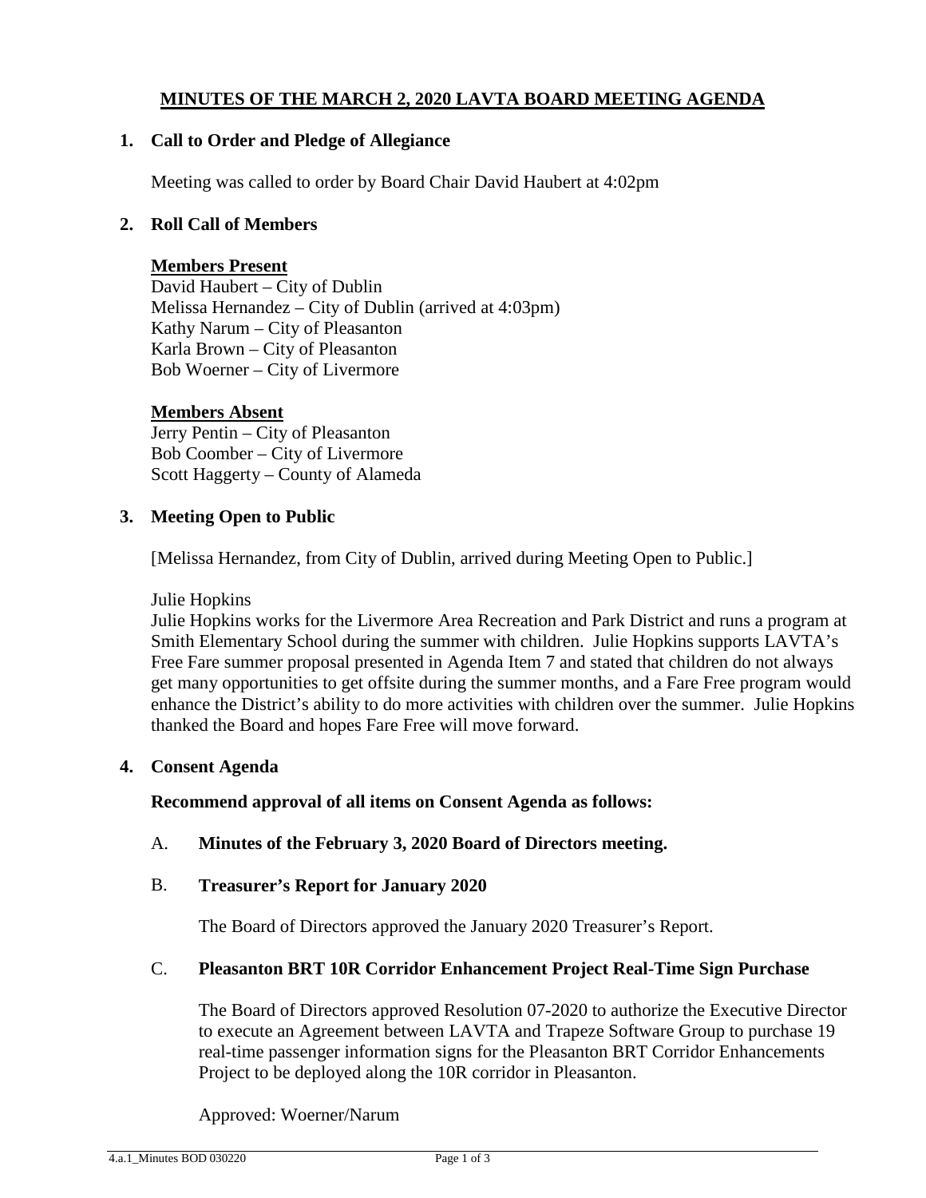# MINUTES OF THE MARCH 2, 2020 LAVTA BOARD MEETING AGENDA

## 1. Call to Order and Pledge of Allegiance

Meeting was called to order by Board Chair David Haubert at 4:02pm

## 2. Roll Call of Members

**Members Present**

David Haubert – City of Dublin
Melissa Hernandez – City of Dublin (arrived at 4:03pm)
Kathy Narum – City of Pleasanton
Karla Brown – City of Pleasanton
Bob Woerner – City of Livermore

**Members Absent**

Jerry Pentin – City of Pleasanton
Bob Coomber – City of Livermore
Scott Haggerty – County of Alameda

## 3. Meeting Open to Public

[Melissa Hernandez, from City of Dublin, arrived during Meeting Open to Public.]

Julie Hopkins

Julie Hopkins works for the Livermore Area Recreation and Park District and runs a program at Smith Elementary School during the summer with children. Julie Hopkins supports LAVTA's Free Fare summer proposal presented in Agenda Item 7 and stated that children do not always get many opportunities to get offsite during the summer months, and a Fare Free program would enhance the District's ability to do more activities with children over the summer. Julie Hopkins thanked the Board and hopes Fare Free will move forward.

## 4. Consent Agenda

**Recommend approval of all items on Consent Agenda as follows:**

A. **Minutes of the February 3, 2020 Board of Directors meeting.**

B. **Treasurer's Report for January 2020**

The Board of Directors approved the January 2020 Treasurer's Report.

C. **Pleasanton BRT 10R Corridor Enhancement Project Real-Time Sign Purchase**

The Board of Directors approved Resolution 07-2020 to authorize the Executive Director to execute an Agreement between LAVTA and Trapeze Software Group to purchase 19 real-time passenger information signs for the Pleasanton BRT Corridor Enhancements Project to be deployed along the 10R corridor in Pleasanton.

Approved: Woerner/Narum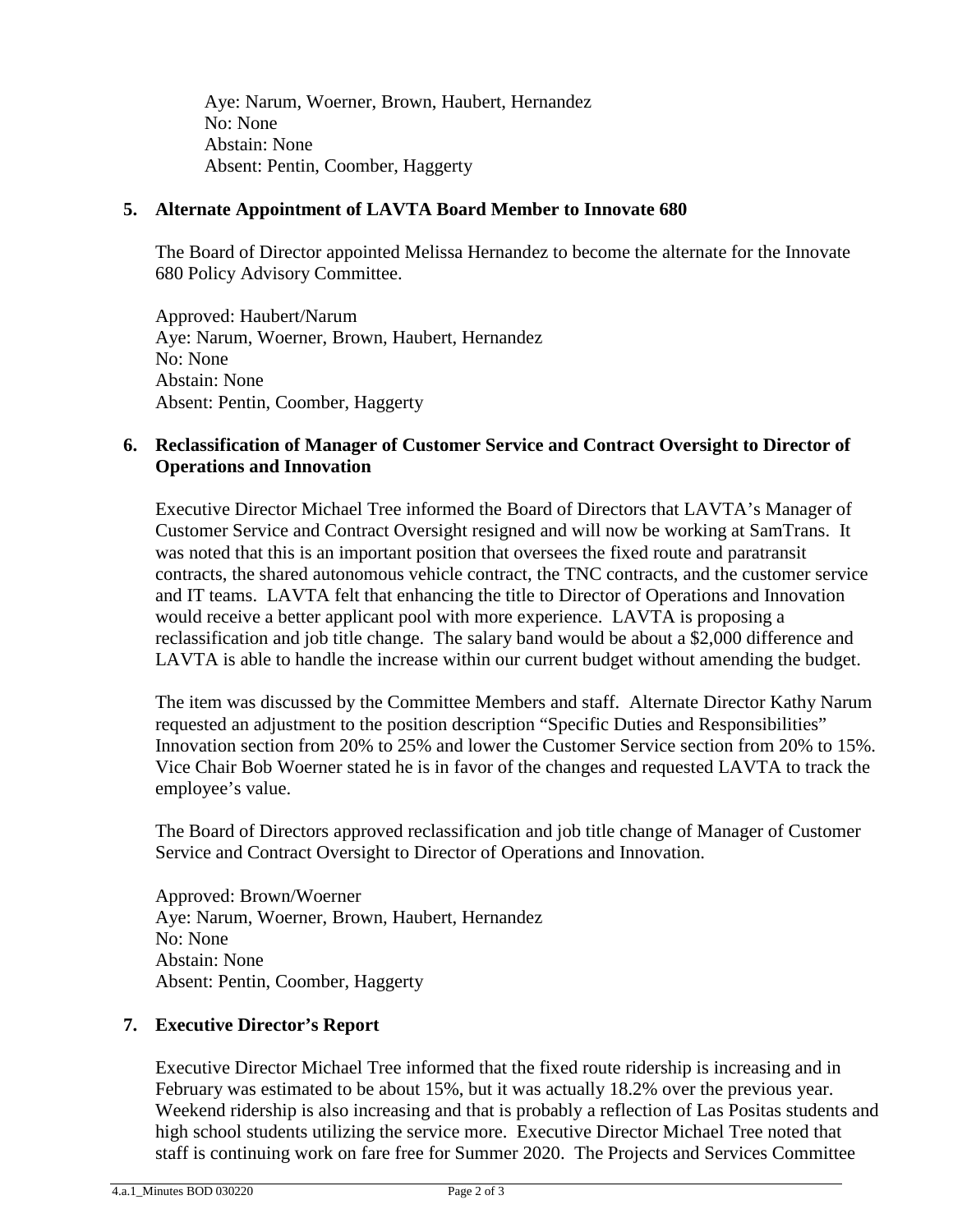Aye: Narum, Woerner, Brown, Haubert, Hernandez
No: None
Abstain: None
Absent: Pentin, Coomber, Haggerty

**5. Alternate Appointment of LAVTA Board Member to Innovate 680**

The Board of Director appointed Melissa Hernandez to become the alternate for the Innovate 680 Policy Advisory Committee.

Approved: Haubert/Narum
Aye: Narum, Woerner, Brown, Haubert, Hernandez
No: None
Abstain: None
Absent: Pentin, Coomber, Haggerty

**6. Reclassification of Manager of Customer Service and Contract Oversight to Director of Operations and Innovation**

Executive Director Michael Tree informed the Board of Directors that LAVTA's Manager of Customer Service and Contract Oversight resigned and will now be working at SamTrans. It was noted that this is an important position that oversees the fixed route and paratransit contracts, the shared autonomous vehicle contract, the TNC contracts, and the customer service and IT teams. LAVTA felt that enhancing the title to Director of Operations and Innovation would receive a better applicant pool with more experience. LAVTA is proposing a reclassification and job title change. The salary band would be about a $2,000 difference and LAVTA is able to handle the increase within our current budget without amending the budget.

The item was discussed by the Committee Members and staff. Alternate Director Kathy Narum requested an adjustment to the position description "Specific Duties and Responsibilities" Innovation section from 20% to 25% and lower the Customer Service section from 20% to 15%. Vice Chair Bob Woerner stated he is in favor of the changes and requested LAVTA to track the employee's value.

The Board of Directors approved reclassification and job title change of Manager of Customer Service and Contract Oversight to Director of Operations and Innovation.

Approved: Brown/Woerner
Aye: Narum, Woerner, Brown, Haubert, Hernandez
No: None
Abstain: None
Absent: Pentin, Coomber, Haggerty

**7. Executive Director's Report**

Executive Director Michael Tree informed that the fixed route ridership is increasing and in February was estimated to be about 15%, but it was actually 18.2% over the previous year. Weekend ridership is also increasing and that is probably a reflection of Las Positas students and high school students utilizing the service more. Executive Director Michael Tree noted that staff is continuing work on fare free for Summer 2020. The Projects and Services Committee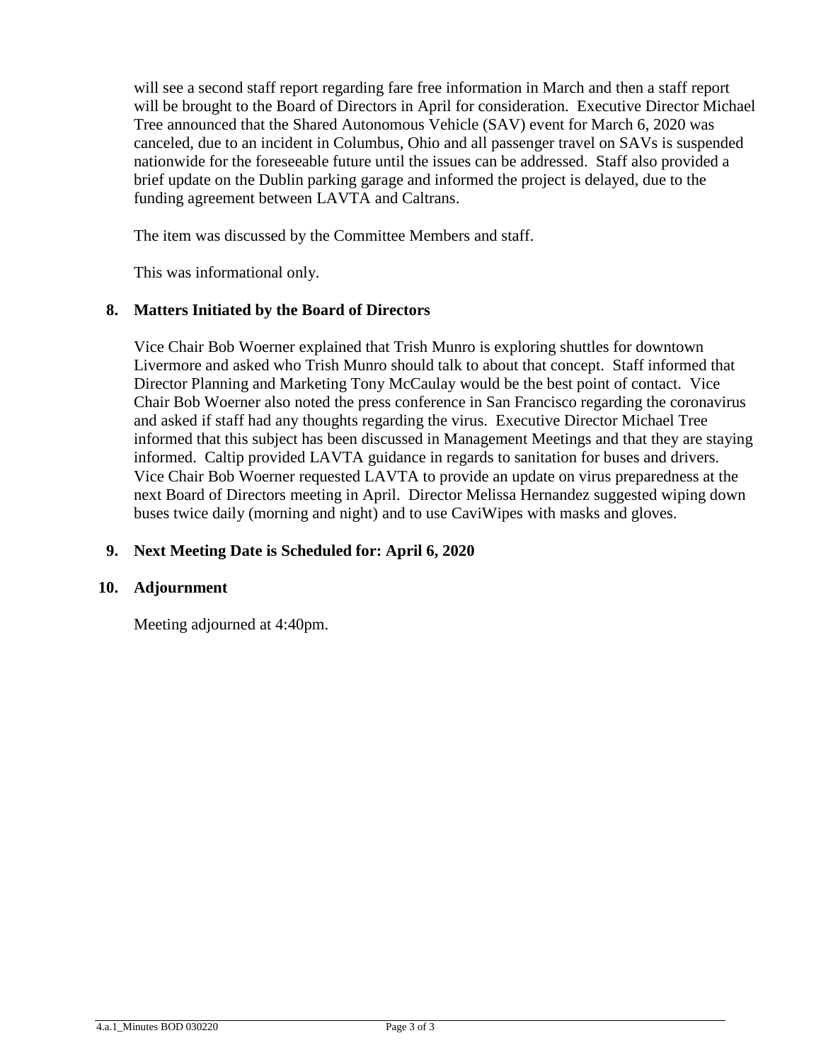will see a second staff report regarding fare free information in March and then a staff report will be brought to the Board of Directors in April for consideration. Executive Director Michael Tree announced that the Shared Autonomous Vehicle (SAV) event for March 6, 2020 was canceled, due to an incident in Columbus, Ohio and all passenger travel on SAVs is suspended nationwide for the foreseeable future until the issues can be addressed. Staff also provided a brief update on the Dublin parking garage and informed the project is delayed, due to the funding agreement between LAVTA and Caltrans.

The item was discussed by the Committee Members and staff.

This was informational only.

**8. Matters Initiated by the Board of Directors**

Vice Chair Bob Woerner explained that Trish Munro is exploring shuttles for downtown Livermore and asked who Trish Munro should talk to about that concept. Staff informed that Director Planning and Marketing Tony McCaulay would be the best point of contact. Vice Chair Bob Woerner also noted the press conference in San Francisco regarding the coronavirus and asked if staff had any thoughts regarding the virus. Executive Director Michael Tree informed that this subject has been discussed in Management Meetings and that they are staying informed. Caltip provided LAVTA guidance in regards to sanitation for buses and drivers. Vice Chair Bob Woerner requested LAVTA to provide an update on virus preparedness at the next Board of Directors meeting in April. Director Melissa Hernandez suggested wiping down buses twice daily (morning and night) and to use CaviWipes with masks and gloves.

**9. Next Meeting Date is Scheduled for: April 6, 2020**

**10. Adjournment**

Meeting adjourned at 4:40pm.